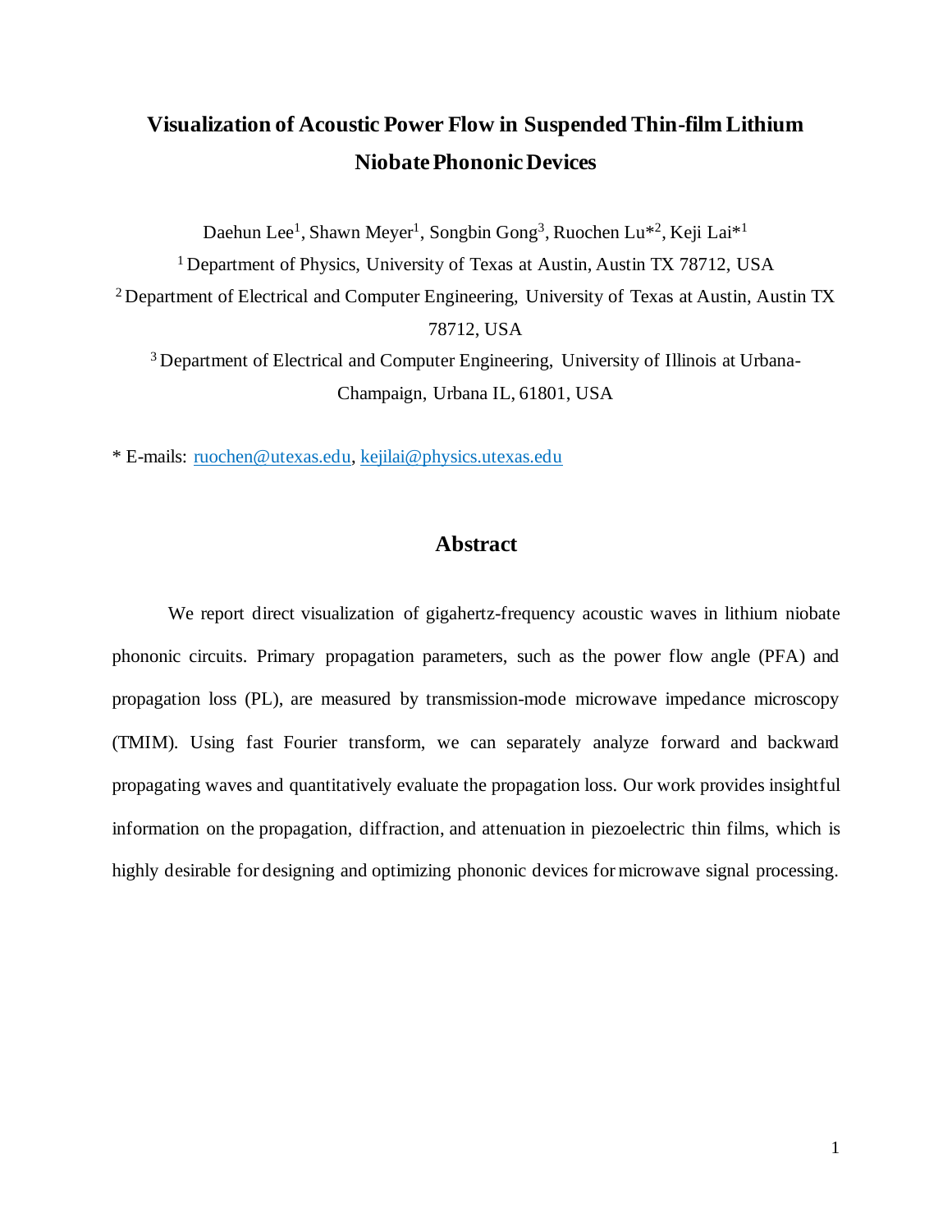# Visualization of Acoustic Power Flow in Suspended Thin-film Lithium Niobate Phononic Devices

Daehun Lee[1], Shawn Meyer[1], Songbin Gong[3], Ruochen Lu*[2], Keji Lai*[1]

[1] Department of Physics, University of Texas at Austin, Austin TX 78712, USA

[2] Department of Electrical and Computer Engineering, University of Texas at Austin, Austin TX 78712, USA

[3] Department of Electrical and Computer Engineering, University of Illinois at Urbana-Champaign, Urbana IL, 61801, USA

* E-mails: ruochen@utexas.edu, kejilai@physics.utexas.edu

## Abstract

We report direct visualization of gigahertz-frequency acoustic waves in lithium niobate phononic circuits. Primary propagation parameters, such as the power flow angle (PFA) and propagation loss (PL), are measured by transmission-mode microwave impedance microscopy (TMIM). Using fast Fourier transform, we can separately analyze forward and backward propagating waves and quantitatively evaluate the propagation loss. Our work provides insightful information on the propagation, diffraction, and attenuation in piezoelectric thin films, which is highly desirable for designing and optimizing phononic devices for microwave signal processing.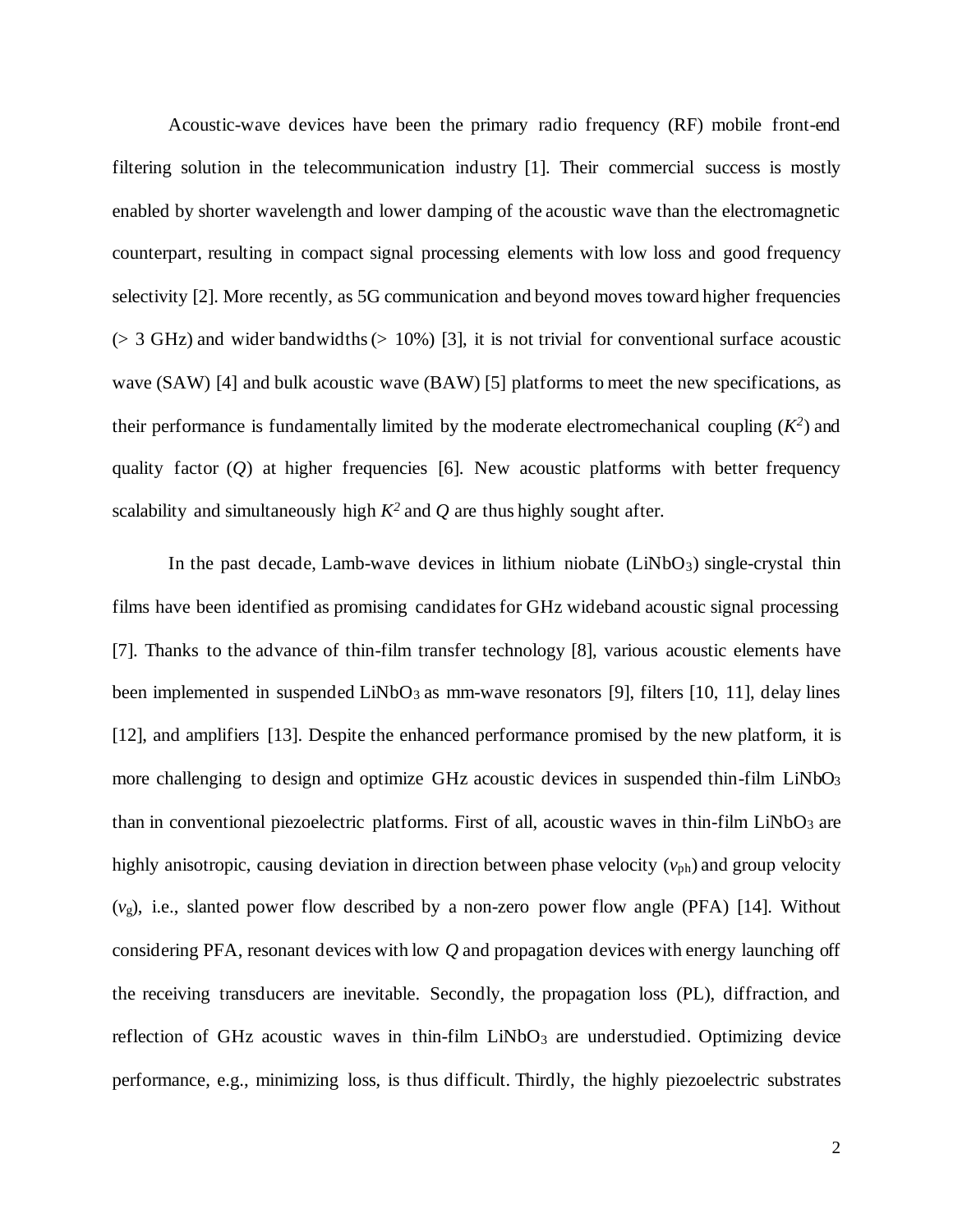Acoustic-wave devices have been the primary radio frequency (RF) mobile front-end filtering solution in the telecommunication industry [1]. Their commercial success is mostly enabled by shorter wavelength and lower damping of the acoustic wave than the electromagnetic counterpart, resulting in compact signal processing elements with low loss and good frequency selectivity [2]. More recently, as 5G communication and beyond moves toward higher frequencies (> 3 GHz) and wider bandwidths (> 10%) [3], it is not trivial for conventional surface acoustic wave (SAW) [4] and bulk acoustic wave (BAW) [5] platforms to meet the new specifications, as their performance is fundamentally limited by the moderate electromechanical coupling ($K^2$) and quality factor ($Q$) at higher frequencies [6]. New acoustic platforms with better frequency scalability and simultaneously high $K^2$ and $Q$ are thus highly sought after.

In the past decade, Lamb-wave devices in lithium niobate ($LiNbO_3$) single-crystal thin films have been identified as promising candidates for GHz wideband acoustic signal processing [7]. Thanks to the advance of thin-film transfer technology [8], various acoustic elements have been implemented in suspended $LiNbO_3$ as mm-wave resonators [9], filters [10, 11], delay lines [12], and amplifiers [13]. Despite the enhanced performance promised by the new platform, it is more challenging to design and optimize GHz acoustic devices in suspended thin-film $LiNbO_3$ than in conventional piezoelectric platforms. First of all, acoustic waves in thin-film $LiNbO_3$ are highly anisotropic, causing deviation in direction between phase velocity ($v_{ph}$) and group velocity ($v_g$), i.e., slanted power flow described by a non-zero power flow angle (PFA) [14]. Without considering PFA, resonant devices with low $Q$ and propagation devices with energy launching off the receiving transducers are inevitable. Secondly, the propagation loss (PL), diffraction, and reflection of GHz acoustic waves in thin-film $LiNbO_3$ are understudied. Optimizing device performance, e.g., minimizing loss, is thus difficult. Thirdly, the highly piezoelectric substrates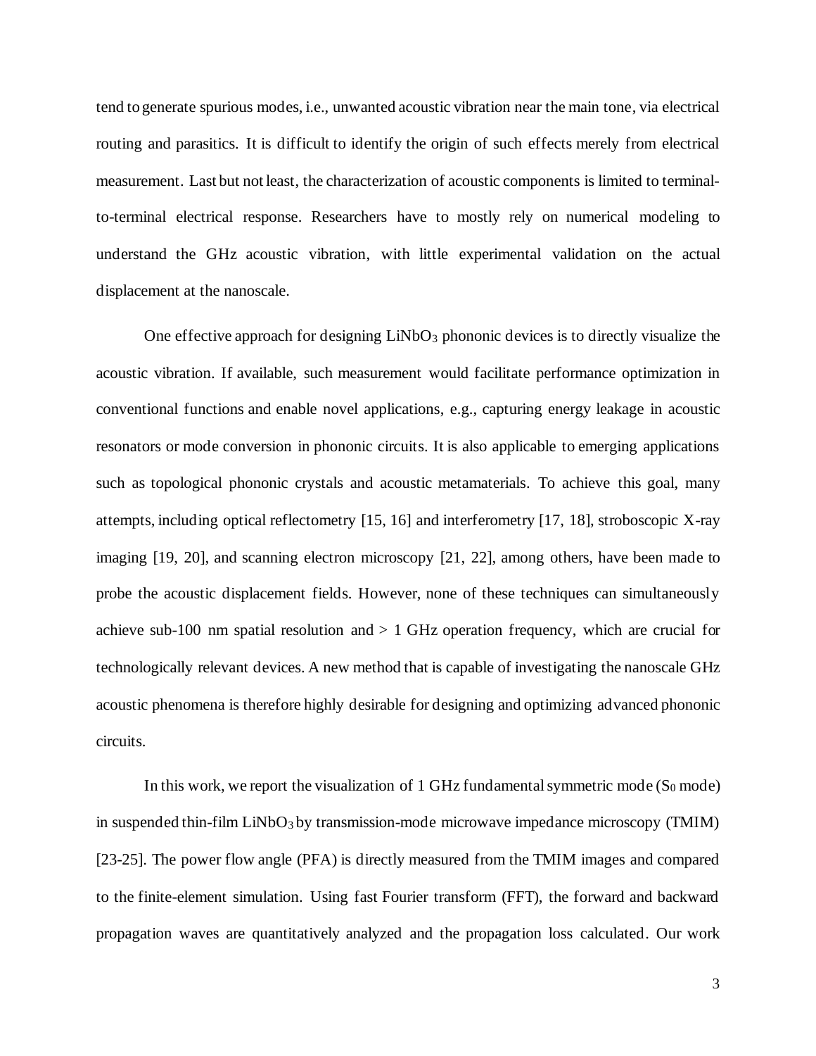tend to generate spurious modes, i.e., unwanted acoustic vibration near the main tone, via electrical routing and parasitics. It is difficult to identify the origin of such effects merely from electrical measurement. Last but not least, the characterization of acoustic components is limited to terminal-to-terminal electrical response. Researchers have to mostly rely on numerical modeling to understand the GHz acoustic vibration, with little experimental validation on the actual displacement at the nanoscale.

One effective approach for designing $LiNbO_3$ phononic devices is to directly visualize the acoustic vibration. If available, such measurement would facilitate performance optimization in conventional functions and enable novel applications, e.g., capturing energy leakage in acoustic resonators or mode conversion in phononic circuits. It is also applicable to emerging applications such as topological phononic crystals and acoustic metamaterials. To achieve this goal, many attempts, including optical reflectometry [15, 16] and interferometry [17, 18], stroboscopic X-ray imaging [19, 20], and scanning electron microscopy [21, 22], among others, have been made to probe the acoustic displacement fields. However, none of these techniques can simultaneously achieve sub-100 nm spatial resolution and > 1 GHz operation frequency, which are crucial for technologically relevant devices. A new method that is capable of investigating the nanoscale GHz acoustic phenomena is therefore highly desirable for designing and optimizing advanced phononic circuits.

In this work, we report the visualization of 1 GHz fundamental symmetric mode ($S_0$ mode) in suspended thin-film $LiNbO_3$ by transmission-mode microwave impedance microscopy (TMIM) [23-25]. The power flow angle (PFA) is directly measured from the TMIM images and compared to the finite-element simulation. Using fast Fourier transform (FFT), the forward and backward propagation waves are quantitatively analyzed and the propagation loss calculated. Our work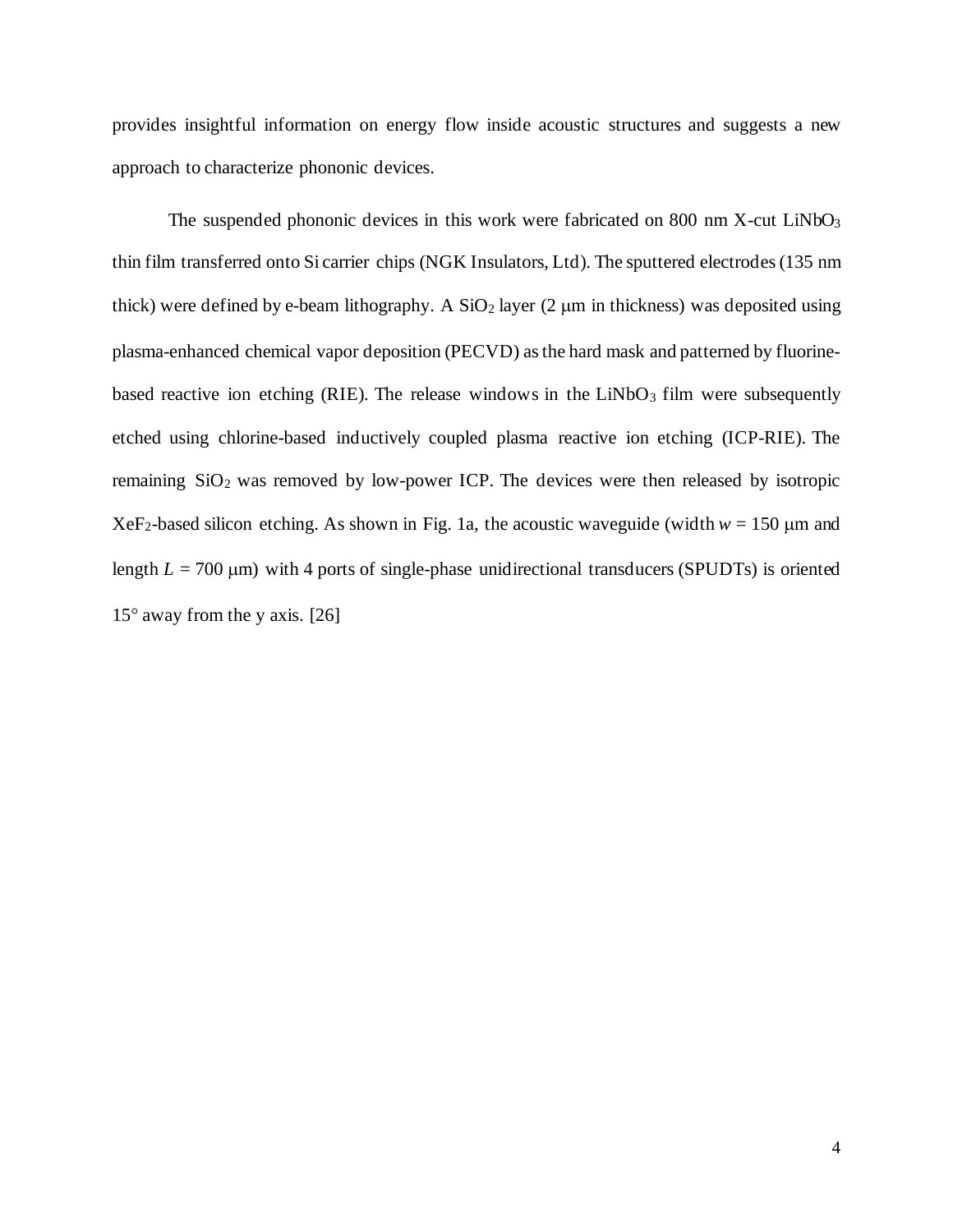provides insightful information on energy flow inside acoustic structures and suggests a new approach to characterize phononic devices.

The suspended phononic devices in this work were fabricated on 800 nm X-cut $LiNbO_3$ thin film transferred onto Si carrier chips (NGK Insulators, Ltd). The sputtered electrodes (135 nm thick) were defined by e-beam lithography. A $SiO_2$ layer (2 μm in thickness) was deposited using plasma-enhanced chemical vapor deposition (PECVD) as the hard mask and patterned by fluorine-based reactive ion etching (RIE). The release windows in the $LiNbO_3$ film were subsequently etched using chlorine-based inductively coupled plasma reactive ion etching (ICP-RIE). The remaining $SiO_2$ was removed by low-power ICP. The devices were then released by isotropic $XeF_2$-based silicon etching. As shown in Fig. 1a, the acoustic waveguide (width $w$ = 150 μm and length $L$ = 700 μm) with 4 ports of single-phase unidirectional transducers (SPUDTs) is oriented 15° away from the y axis. [26]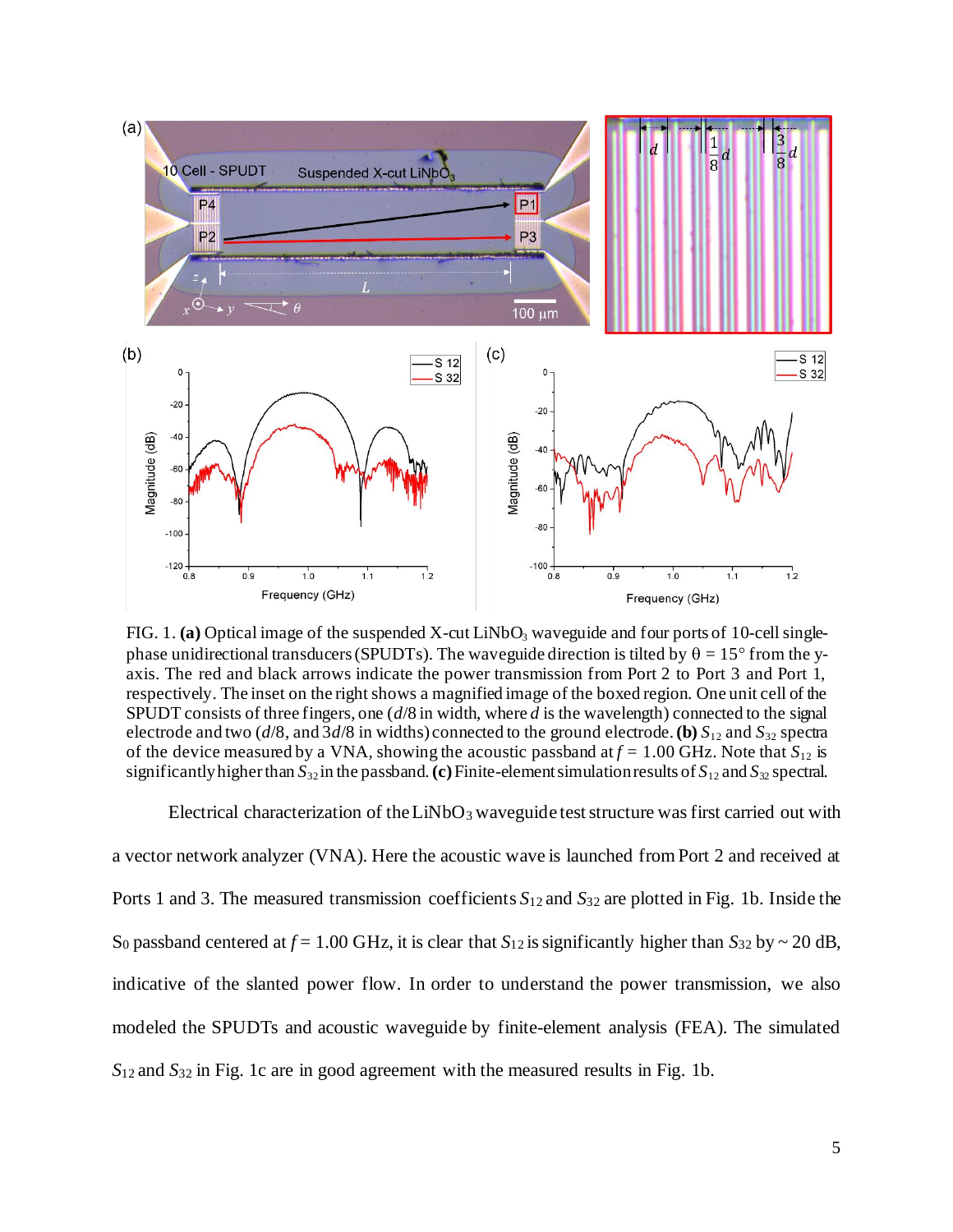FIG. 1. **(a)** Optical image of the suspended X-cut $LiNbO_3$ waveguide and four ports of 10-cell single-phase unidirectional transducers (SPUDTs). The waveguide direction is tilted by $\theta = 15°$ from the y-axis. The red and black arrows indicate the power transmission from Port 2 to Port 3 and Port 1, respectively. The inset on the right shows a magnified image of the boxed region. One unit cell of the SPUDT consists of three fingers, one ($d/8$ in width, where $d$ is the wavelength) connected to the signal electrode and two ($d/8$, and $3d/8$ in widths) connected to the ground electrode. **(b)** $S_{12}$ and $S_{32}$ spectra of the device measured by a VNA, showing the acoustic passband at $f = 1.00$ GHz. Note that $S_{12}$ is significantly higher than $S_{32}$ in the passband. **(c)** Finite-element simulation results of $S_{12}$ and $S_{32}$ spectral.

Electrical characterization of the $LiNbO_3$ waveguide test structure was first carried out with a vector network analyzer (VNA). Here the acoustic wave is launched from Port 2 and received at Ports 1 and 3. The measured transmission coefficients $S_{12}$ and $S_{32}$ are plotted in Fig. 1b. Inside the $S_0$ passband centered at $f = 1.00$ GHz, it is clear that $S_{12}$ is significantly higher than $S_{32}$ by ~ 20 dB, indicative of the slanted power flow. In order to understand the power transmission, we also modeled the SPUDTs and acoustic waveguide by finite-element analysis (FEA). The simulated $S_{12}$ and $S_{32}$ in Fig. 1c are in good agreement with the measured results in Fig. 1b.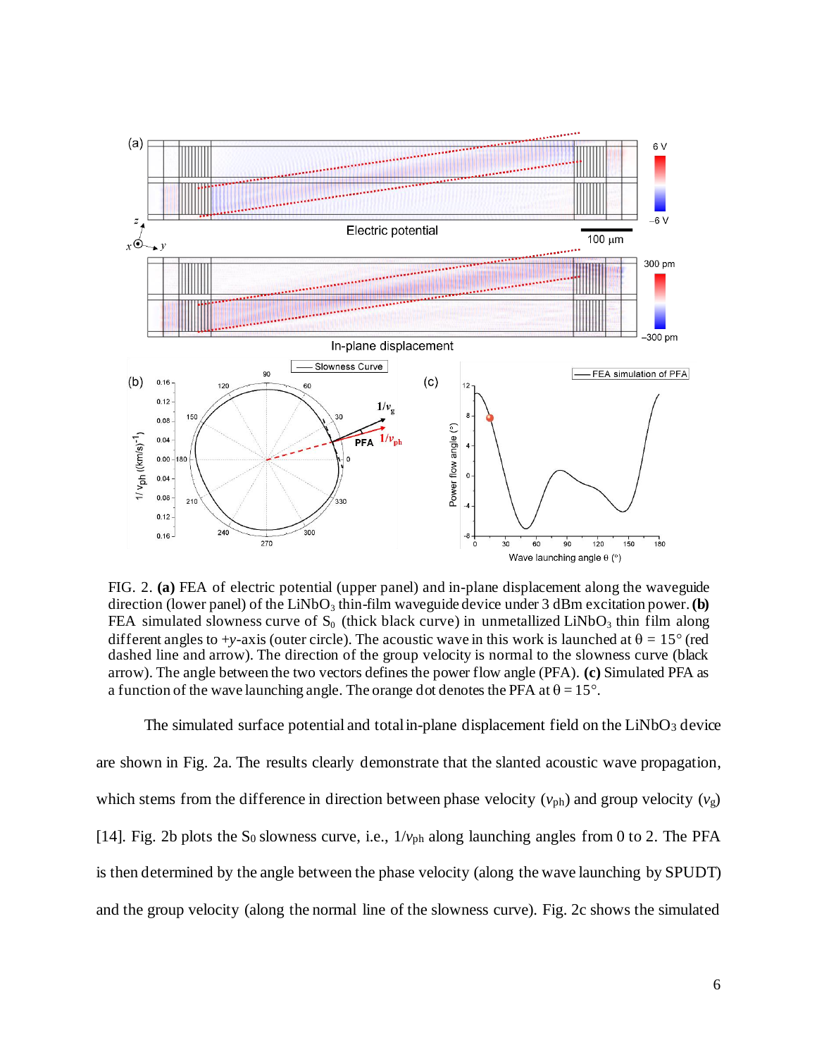FIG. 2. **(a)** FEA of electric potential (upper panel) and in-plane displacement along the waveguide direction (lower panel) of the $LiNbO_3$ thin-film waveguide device under 3 dBm excitation power. **(b)** FEA simulated slowness curve of $S_0$ (thick black curve) in unmetallized $LiNbO_3$ thin film along different angles to +*y*-axis (outer circle). The acoustic wave in this work is launched at $\theta = 15°$ (red dashed line and arrow). The direction of the group velocity is normal to the slowness curve (black arrow). The angle between the two vectors defines the power flow angle (PFA). **(c)** Simulated PFA as a function of the wave launching angle. The orange dot denotes the PFA at $\theta = 15°$.

The simulated surface potential and total in-plane displacement field on the $LiNbO_3$ device are shown in Fig. 2a. The results clearly demonstrate that the slanted acoustic wave propagation, which stems from the difference in direction between phase velocity ($v_{ph}$) and group velocity ($v_g$) [14]. Fig. 2b plots the $S_0$ slowness curve, i.e., $1/v_{ph}$ along launching angles from 0 to 2. The PFA is then determined by the angle between the phase velocity (along the wave launching by SPUDT) and the group velocity (along the normal line of the slowness curve). Fig. 2c shows the simulated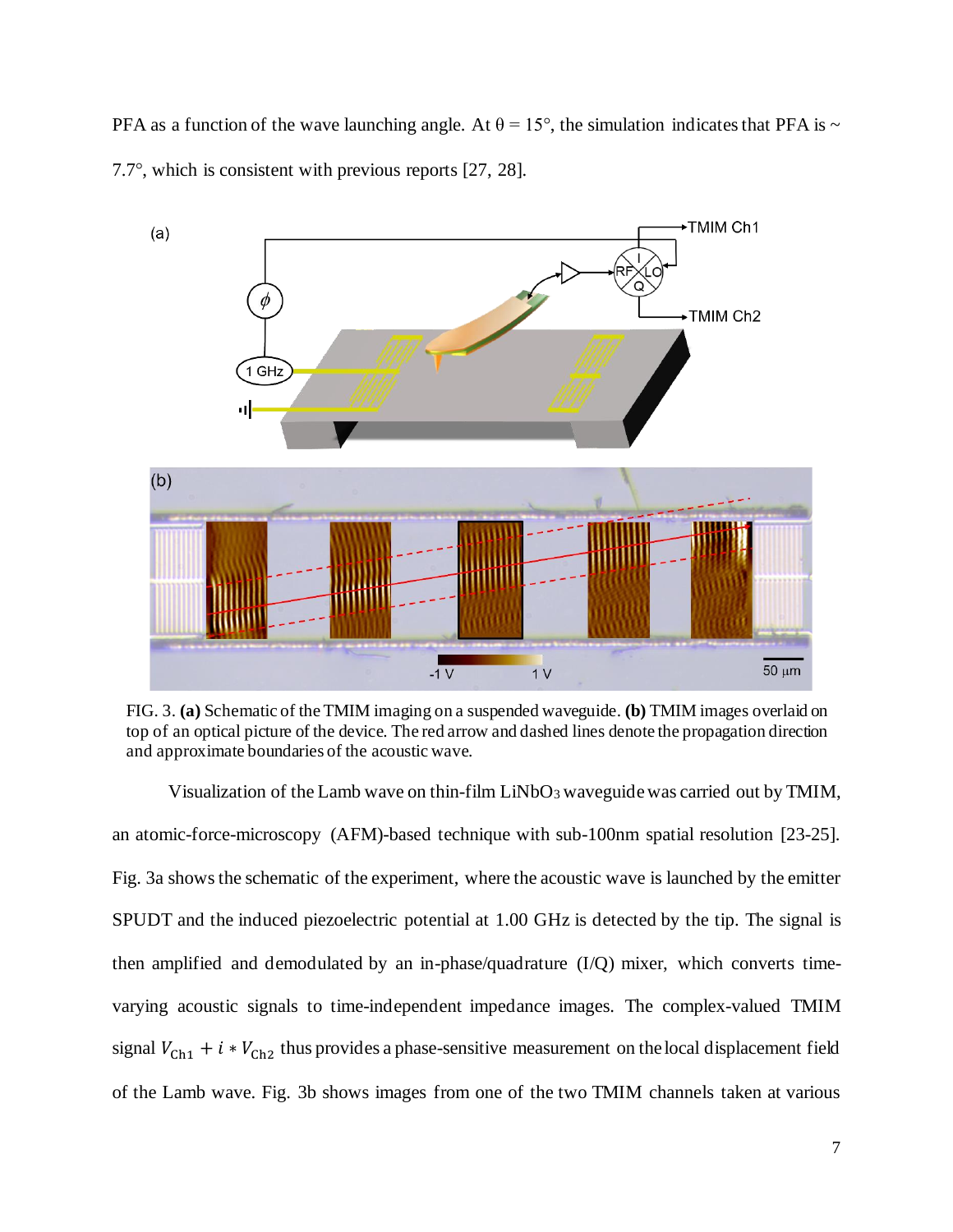PFA as a function of the wave launching angle. At θ = 15°, the simulation indicates that PFA is ~ 7.7°, which is consistent with previous reports [27, 28].

FIG. 3. **(a)** Schematic of the TMIM imaging on a suspended waveguide. **(b)** TMIM images overlaid on top of an optical picture of the device. The red arrow and dashed lines denote the propagation direction and approximate boundaries of the acoustic wave.

Visualization of the Lamb wave on thin-film $LiNbO_3$ waveguide was carried out by TMIM, an atomic-force-microscopy (AFM)-based technique with sub-100nm spatial resolution [23-25]. Fig. 3a shows the schematic of the experiment, where the acoustic wave is launched by the emitter SPUDT and the induced piezoelectric potential at 1.00 GHz is detected by the tip. The signal is then amplified and demodulated by an in-phase/quadrature (I/Q) mixer, which converts time-varying acoustic signals to time-independent impedance images. The complex-valued TMIM signal $V_{\mathrm{Ch1}} + i * V_{\mathrm{Ch2}}$ thus provides a phase-sensitive measurement on the local displacement field of the Lamb wave. Fig. 3b shows images from one of the two TMIM channels taken at various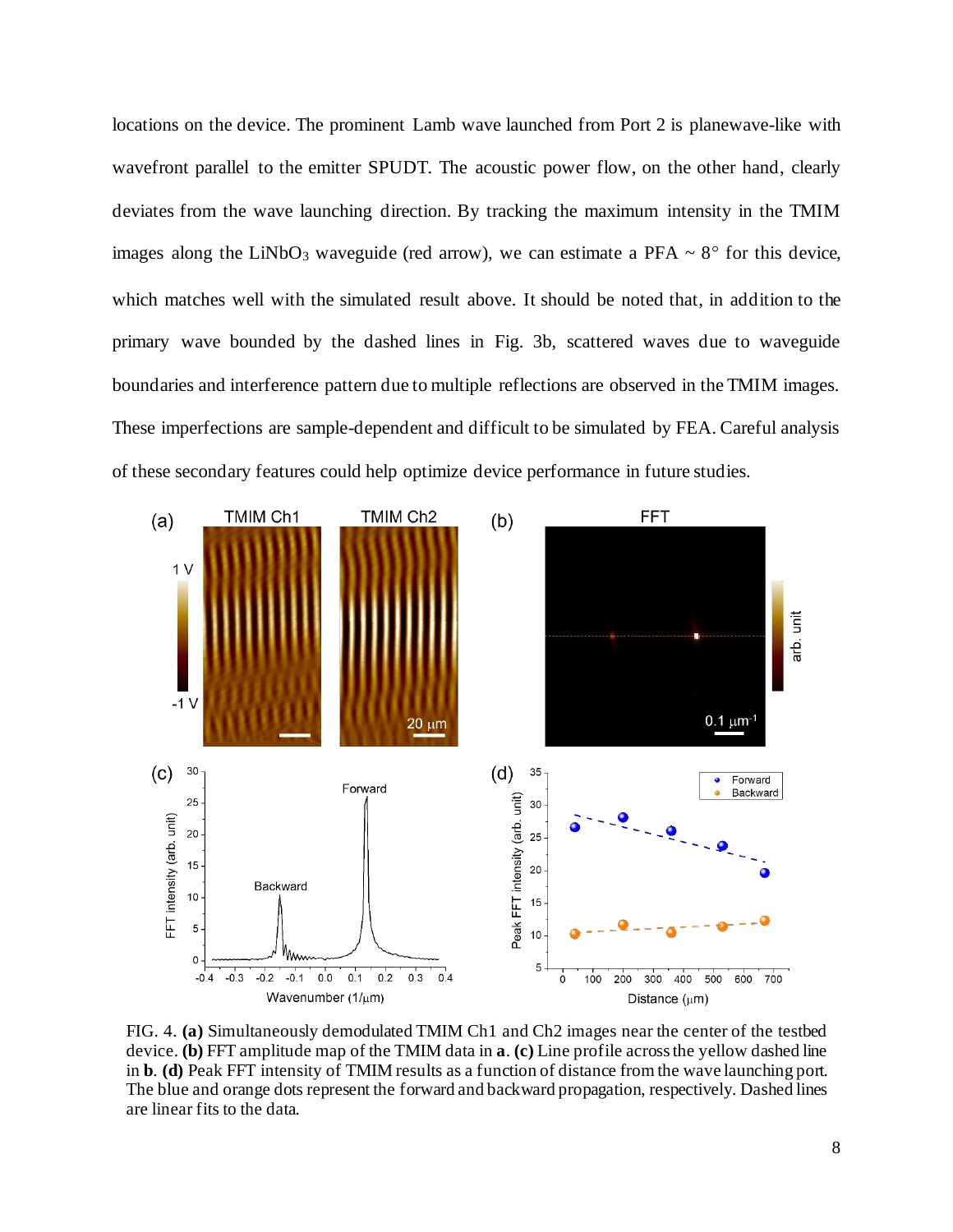locations on the device. The prominent Lamb wave launched from Port 2 is planewave-like with wavefront parallel to the emitter SPUDT. The acoustic power flow, on the other hand, clearly deviates from the wave launching direction. By tracking the maximum intensity in the TMIM images along the $LiNbO_3$ waveguide (red arrow), we can estimate a PFA ~ 8° for this device, which matches well with the simulated result above. It should be noted that, in addition to the primary wave bounded by the dashed lines in Fig. 3b, scattered waves due to waveguide boundaries and interference pattern due to multiple reflections are observed in the TMIM images. These imperfections are sample-dependent and difficult to be simulated by FEA. Careful analysis of these secondary features could help optimize device performance in future studies.

FIG. 4. **(a)** Simultaneously demodulated TMIM Ch1 and Ch2 images near the center of the testbed device. **(b)** FFT amplitude map of the TMIM data in **a**. **(c)** Line profile across the yellow dashed line in **b**. **(d)** Peak FFT intensity of TMIM results as a function of distance from the wave launching port. The blue and orange dots represent the forward and backward propagation, respectively. Dashed lines are linear fits to the data.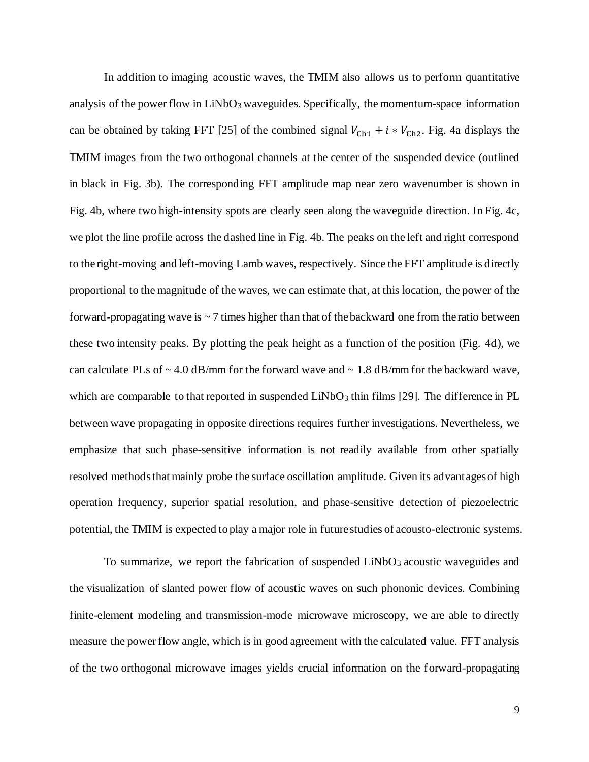In addition to imaging acoustic waves, the TMIM also allows us to perform quantitative analysis of the power flow in $LiNbO_3$ waveguides. Specifically, the momentum-space information can be obtained by taking FFT [25] of the combined signal $V_{\mathrm{Ch1}} + i * V_{\mathrm{Ch2}}$. Fig. 4a displays the TMIM images from the two orthogonal channels at the center of the suspended device (outlined in black in Fig. 3b). The corresponding FFT amplitude map near zero wavenumber is shown in Fig. 4b, where two high-intensity spots are clearly seen along the waveguide direction. In Fig. 4c, we plot the line profile across the dashed line in Fig. 4b. The peaks on the left and right correspond to the right-moving and left-moving Lamb waves, respectively. Since the FFT amplitude is directly proportional to the magnitude of the waves, we can estimate that, at this location, the power of the forward-propagating wave is ~ 7 times higher than that of the backward one from the ratio between these two intensity peaks. By plotting the peak height as a function of the position (Fig. 4d), we can calculate PLs of ~ 4.0 dB/mm for the forward wave and ~ 1.8 dB/mm for the backward wave, which are comparable to that reported in suspended $LiNbO_3$ thin films [29]. The difference in PL between wave propagating in opposite directions requires further investigations. Nevertheless, we emphasize that such phase-sensitive information is not readily available from other spatially resolved methods that mainly probe the surface oscillation amplitude. Given its advantages of high operation frequency, superior spatial resolution, and phase-sensitive detection of piezoelectric potential, the TMIM is expected to play a major role in future studies of acousto-electronic systems.

To summarize, we report the fabrication of suspended $LiNbO_3$ acoustic waveguides and the visualization of slanted power flow of acoustic waves on such phononic devices. Combining finite-element modeling and transmission-mode microwave microscopy, we are able to directly measure the power flow angle, which is in good agreement with the calculated value. FFT analysis of the two orthogonal microwave images yields crucial information on the forward-propagating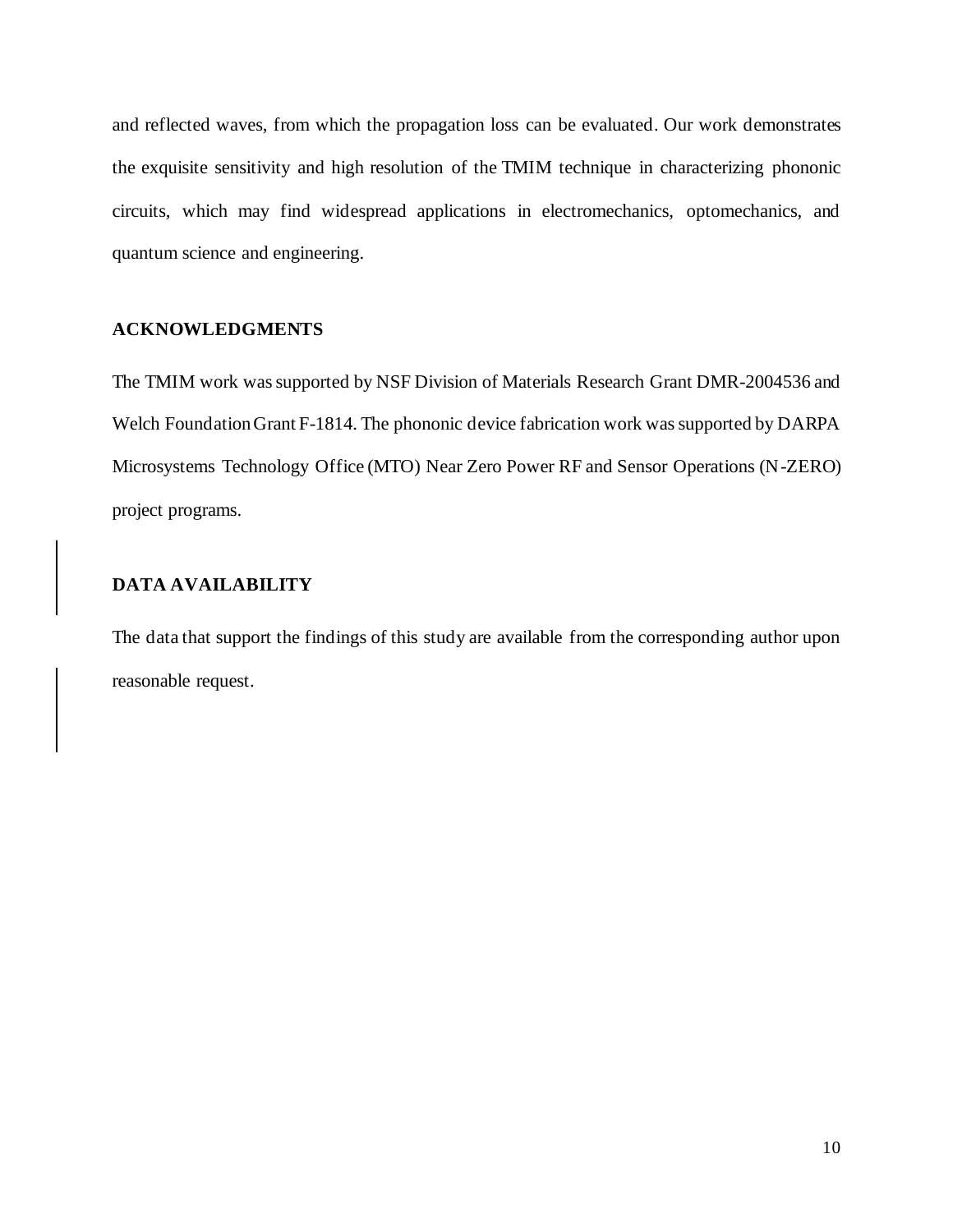and reflected waves, from which the propagation loss can be evaluated. Our work demonstrates the exquisite sensitivity and high resolution of the TMIM technique in characterizing phononic circuits, which may find widespread applications in electromechanics, optomechanics, and quantum science and engineering.

## ACKNOWLEDGMENTS

The TMIM work was supported by NSF Division of Materials Research Grant DMR-2004536 and Welch Foundation Grant F-1814. The phononic device fabrication work was supported by DARPA Microsystems Technology Office (MTO) Near Zero Power RF and Sensor Operations (N-ZERO) project programs.

## DATA AVAILABILITY

The data that support the findings of this study are available from the corresponding author upon reasonable request.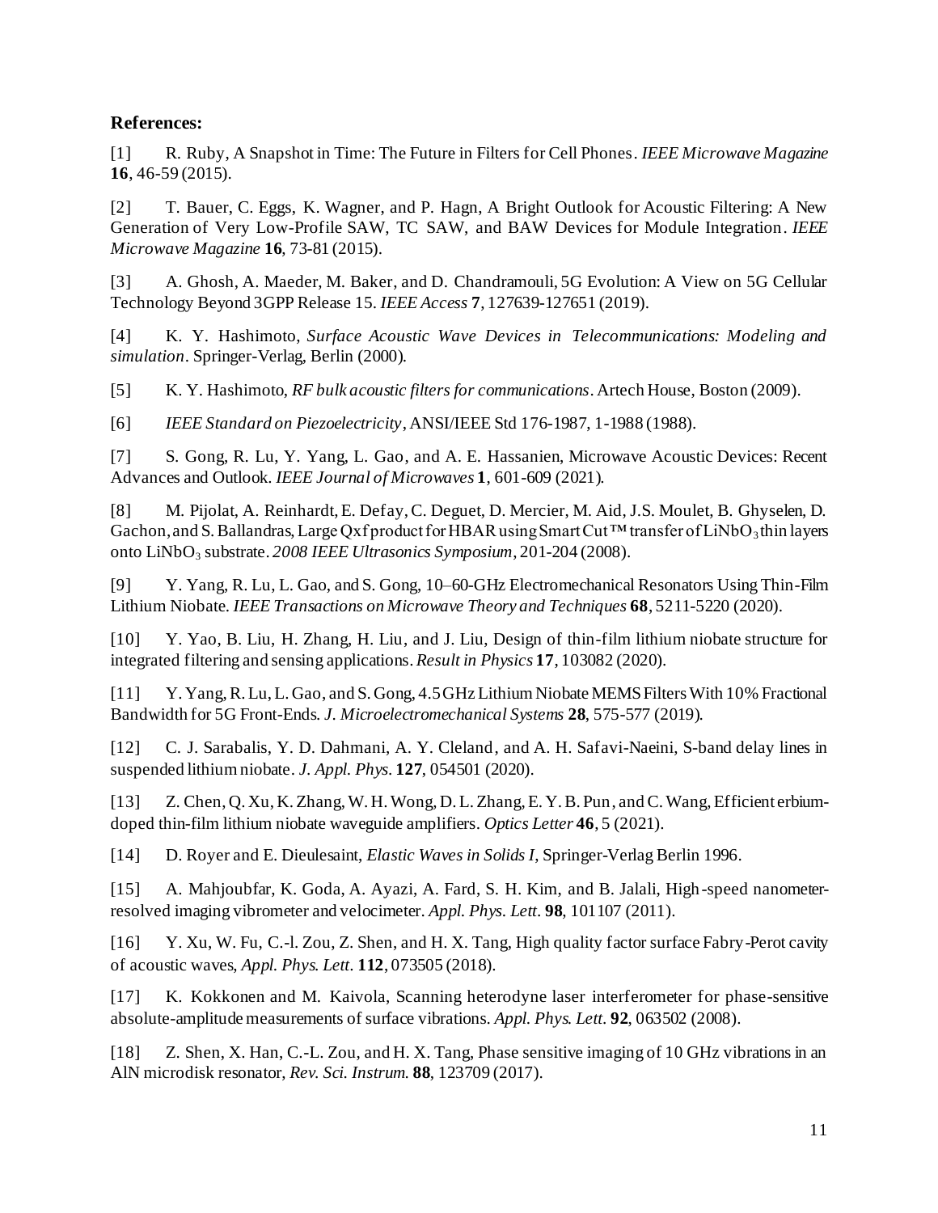**References:**

[1] R. Ruby, A Snapshot in Time: The Future in Filters for Cell Phones. *IEEE Microwave Magazine* **16**, 46-59 (2015).

[2] T. Bauer, C. Eggs, K. Wagner, and P. Hagn, A Bright Outlook for Acoustic Filtering: A New Generation of Very Low-Profile SAW, TC SAW, and BAW Devices for Module Integration. *IEEE Microwave Magazine* **16**, 73-81 (2015).

[3] A. Ghosh, A. Maeder, M. Baker, and D. Chandramouli, 5G Evolution: A View on 5G Cellular Technology Beyond 3GPP Release 15. *IEEE Access* **7**, 127639-127651 (2019).

[4] K. Y. Hashimoto, *Surface Acoustic Wave Devices in Telecommunications: Modeling and simulation*. Springer-Verlag, Berlin (2000).

[5] K. Y. Hashimoto, *RF bulk acoustic filters for communications*. Artech House, Boston (2009).

[6] *IEEE Standard on Piezoelectricity*, ANSI/IEEE Std 176-1987, 1-1988 (1988).

[7] S. Gong, R. Lu, Y. Yang, L. Gao, and A. E. Hassanien, Microwave Acoustic Devices: Recent Advances and Outlook. *IEEE Journal of Microwaves* **1**, 601-609 (2021).

[8] M. Pijolat, A. Reinhardt, E. Defay, C. Deguet, D. Mercier, M. Aid, J.S. Moulet, B. Ghyselen, D. Gachon, and S. Ballandras, Large Qxf product for HBAR using Smart Cut™ transfer of $LiNbO_3$ thin layers onto $LiNbO_3$ substrate. *2008 IEEE Ultrasonics Symposium*, 201-204 (2008).

[9] Y. Yang, R. Lu, L. Gao, and S. Gong, 10–60-GHz Electromechanical Resonators Using Thin-Film Lithium Niobate. *IEEE Transactions on Microwave Theory and Techniques* **68**, 5211-5220 (2020).

[10] Y. Yao, B. Liu, H. Zhang, H. Liu, and J. Liu, Design of thin-film lithium niobate structure for integrated filtering and sensing applications. *Result in Physics* **17**, 103082 (2020).

[11] Y. Yang, R. Lu, L. Gao, and S. Gong, 4.5 GHz Lithium Niobate MEMS Filters With 10% Fractional Bandwidth for 5G Front-Ends. *J. Microelectromechanical Systems* **28**, 575-577 (2019).

[12] C. J. Sarabalis, Y. D. Dahmani, A. Y. Cleland, and A. H. Safavi-Naeini, S-band delay lines in suspended lithium niobate. *J. Appl. Phys.* **127**, 054501 (2020).

[13] Z. Chen, Q. Xu, K. Zhang, W. H. Wong, D. L. Zhang, E. Y. B. Pun, and C. Wang, Efficient erbium-doped thin-film lithium niobate waveguide amplifiers. *Optics Letter* **46**, 5 (2021).

[14] D. Royer and E. Dieulesaint, *Elastic Waves in Solids I*, Springer-Verlag Berlin 1996.

[15] A. Mahjoubfar, K. Goda, A. Ayazi, A. Fard, S. H. Kim, and B. Jalali, High-speed nanometer-resolved imaging vibrometer and velocimeter. *Appl. Phys. Lett.* **98**, 101107 (2011).

[16] Y. Xu, W. Fu, C.-l. Zou, Z. Shen, and H. X. Tang, High quality factor surface Fabry-Perot cavity of acoustic waves, *Appl. Phys. Lett.* **112**, 073505 (2018).

[17] K. Kokkonen and M. Kaivola, Scanning heterodyne laser interferometer for phase-sensitive absolute-amplitude measurements of surface vibrations. *Appl. Phys. Lett.* **92**, 063502 (2008).

[18] Z. Shen, X. Han, C.-L. Zou, and H. X. Tang, Phase sensitive imaging of 10 GHz vibrations in an AlN microdisk resonator, *Rev. Sci. Instrum.* **88**, 123709 (2017).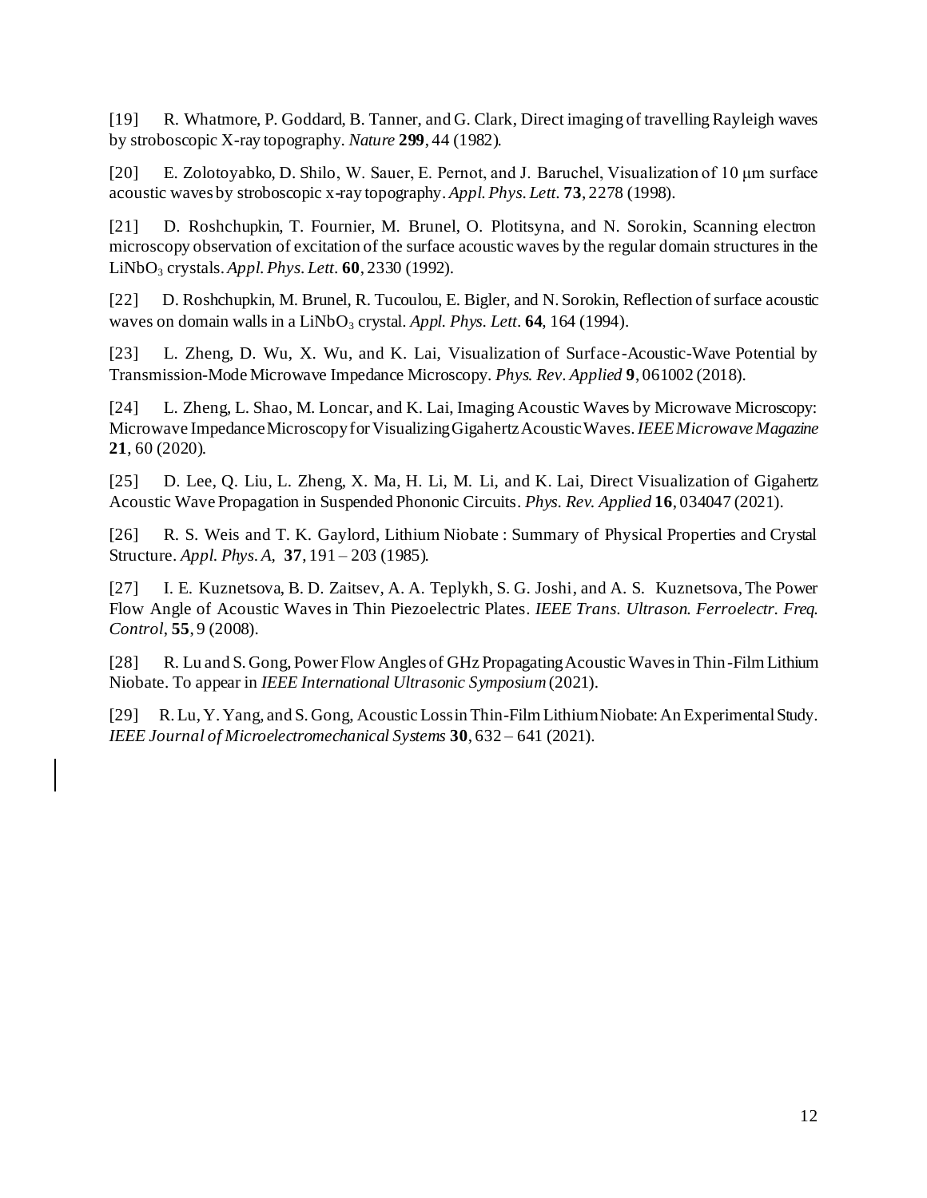[19] R. Whatmore, P. Goddard, B. Tanner, and G. Clark, Direct imaging of travelling Rayleigh waves by stroboscopic X-ray topography. *Nature* **299**, 44 (1982).

[20] E. Zolotoyabko, D. Shilo, W. Sauer, E. Pernot, and J. Baruchel, Visualization of 10 μm surface acoustic waves by stroboscopic x-ray topography. *Appl. Phys. Lett.* **73**, 2278 (1998).

[21] D. Roshchupkin, T. Fournier, M. Brunel, O. Plotitsyna, and N. Sorokin, Scanning electron microscopy observation of excitation of the surface acoustic waves by the regular domain structures in the $LiNbO_3$ crystals. *Appl. Phys. Lett.* **60**, 2330 (1992).

[22] D. Roshchupkin, M. Brunel, R. Tucoulou, E. Bigler, and N. Sorokin, Reflection of surface acoustic waves on domain walls in a $LiNbO_3$ crystal. *Appl. Phys. Lett.* **64**, 164 (1994).

[23] L. Zheng, D. Wu, X. Wu, and K. Lai, Visualization of Surface-Acoustic-Wave Potential by Transmission-Mode Microwave Impedance Microscopy. *Phys. Rev. Applied* **9**, 061002 (2018).

[24] L. Zheng, L. Shao, M. Loncar, and K. Lai, Imaging Acoustic Waves by Microwave Microscopy: Microwave Impedance Microscopy for Visualizing Gigahertz Acoustic Waves. *IEEE Microwave Magazine* **21**, 60 (2020).

[25] D. Lee, Q. Liu, L. Zheng, X. Ma, H. Li, M. Li, and K. Lai, Direct Visualization of Gigahertz Acoustic Wave Propagation in Suspended Phononic Circuits. *Phys. Rev. Applied* **16**, 034047 (2021).

[26] R. S. Weis and T. K. Gaylord, Lithium Niobate : Summary of Physical Properties and Crystal Structure. *Appl. Phys. A,* **37**, 191 – 203 (1985).

[27] I. E. Kuznetsova, B. D. Zaitsev, A. A. Teplykh, S. G. Joshi, and A. S. Kuznetsova, The Power Flow Angle of Acoustic Waves in Thin Piezoelectric Plates. *IEEE Trans. Ultrason. Ferroelectr. Freq. Control*, **55**, 9 (2008).

[28] R. Lu and S. Gong, Power Flow Angles of GHz Propagating Acoustic Waves in Thin-Film Lithium Niobate. To appear in *IEEE International Ultrasonic Symposium* (2021).

[29] R. Lu, Y. Yang, and S. Gong, Acoustic Loss in Thin-Film Lithium Niobate: An Experimental Study. *IEEE Journal of Microelectromechanical Systems* **30**, 632 – 641 (2021).